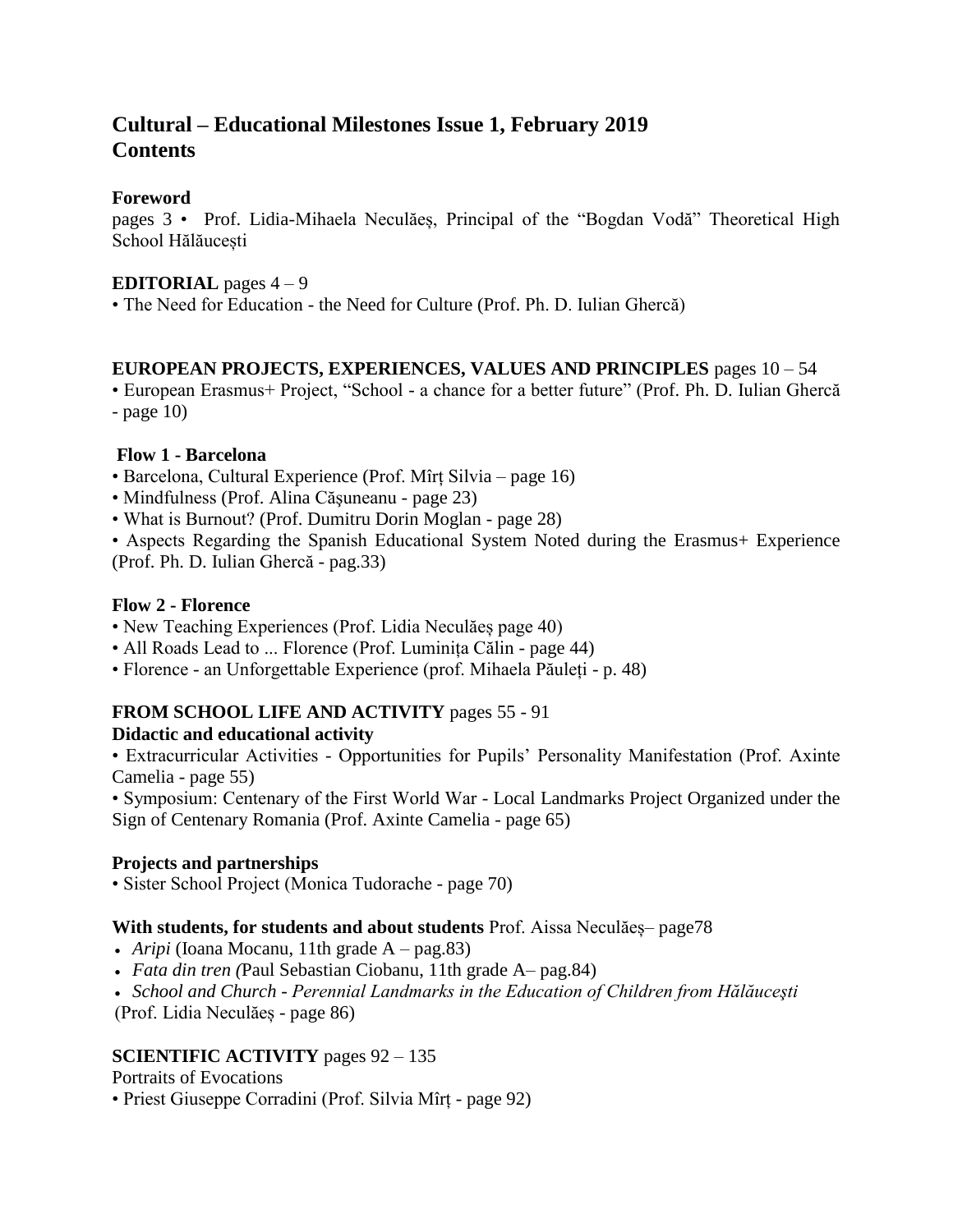# Cultural – Educational Milestones Issue 1, February 2019
# Contents

**Foreword**

pages 3 • Prof. Lidia-Mihaela Neculăeș, Principal of the "Bogdan Vodă" Theoretical High School Hălăucești

**EDITORIAL** pages 4 – 9

• The Need for Education - the Need for Culture (Prof. Ph. D. Iulian Ghercă)

**EUROPEAN PROJECTS, EXPERIENCES, VALUES AND PRINCIPLES** pages 10 – 54

• European Erasmus+ Project, "School - a chance for a better future" (Prof. Ph. D. Iulian Ghercă - page 10)

**Flow 1 - Barcelona**

• Barcelona, Cultural Experience (Prof. Mîrț Silvia – page 16)
• Mindfulness (Prof. Alina Căşuneanu - page 23)
• What is Burnout? (Prof. Dumitru Dorin Moglan - page 28)
• Aspects Regarding the Spanish Educational System Noted during the Erasmus+ Experience (Prof. Ph. D. Iulian Ghercă - pag.33)

**Flow 2 - Florence**

• New Teaching Experiences (Prof. Lidia Neculăeș page 40)
• All Roads Lead to ... Florence (Prof. Luminița Călin - page 44)
• Florence - an Unforgettable Experience (prof. Mihaela Păuleți - p. 48)

**FROM SCHOOL LIFE AND ACTIVITY** pages 55 - 91

**Didactic and educational activity**

• Extracurricular Activities - Opportunities for Pupils' Personality Manifestation (Prof. Axinte Camelia - page 55)
• Symposium: Centenary of the First World War - Local Landmarks Project Organized under the Sign of Centenary Romania (Prof. Axinte Camelia - page 65)

**Projects and partnerships**

• Sister School Project (Monica Tudorache - page 70)

**With students, for students and about students** Prof. Aissa Neculăeș– page78

- *Aripi* (Ioana Mocanu, 11th grade A – pag.83)
- *Fata din tren (*Paul Sebastian Ciobanu, 11th grade A– pag.84)
- *School and Church - Perennial Landmarks in the Education of Children from Hălăucești* (Prof. Lidia Neculăeș - page 86)

**SCIENTIFIC ACTIVITY** pages 92 – 135

Portraits of Evocations

• Priest Giuseppe Corradini (Prof. Silvia Mîrț - page 92)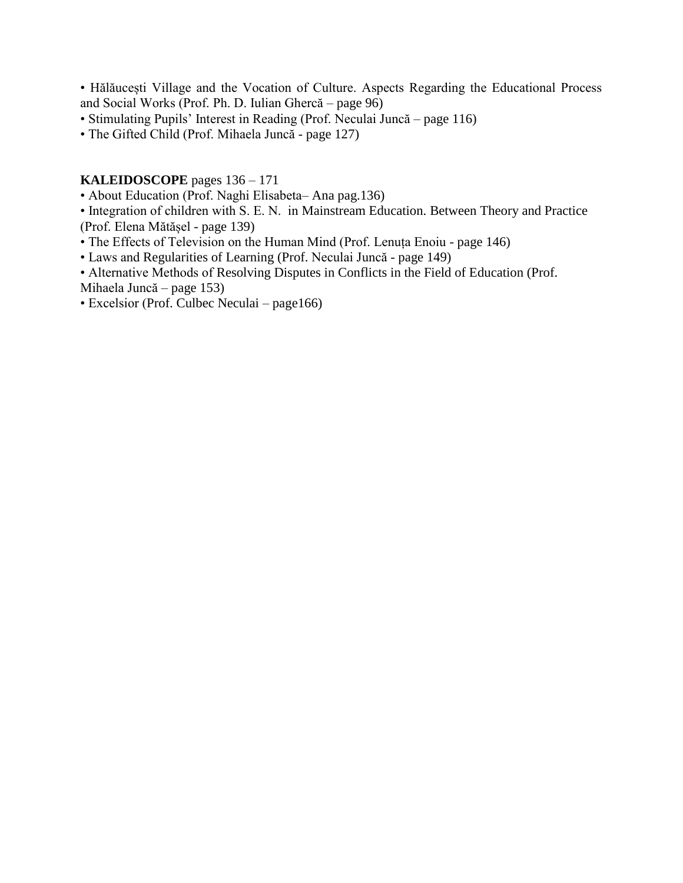• Hălăucești Village and the Vocation of Culture. Aspects Regarding the Educational Process and Social Works (Prof. Ph. D. Iulian Ghercă – page 96)
• Stimulating Pupils' Interest in Reading (Prof. Neculai Juncă – page 116)
• The Gifted Child (Prof. Mihaela Juncă - page 127)

**KALEIDOSCOPE** pages 136 – 171
• About Education (Prof. Naghi Elisabeta– Ana pag.136)
• Integration of children with S. E. N. in Mainstream Education. Between Theory and Practice (Prof. Elena Mătășel - page 139)
• The Effects of Television on the Human Mind (Prof. Lenuța Enoiu - page 146)
• Laws and Regularities of Learning (Prof. Neculai Juncă - page 149)
• Alternative Methods of Resolving Disputes in Conflicts in the Field of Education (Prof. Mihaela Juncă – page 153)
• Excelsior (Prof. Culbec Neculai – page166)